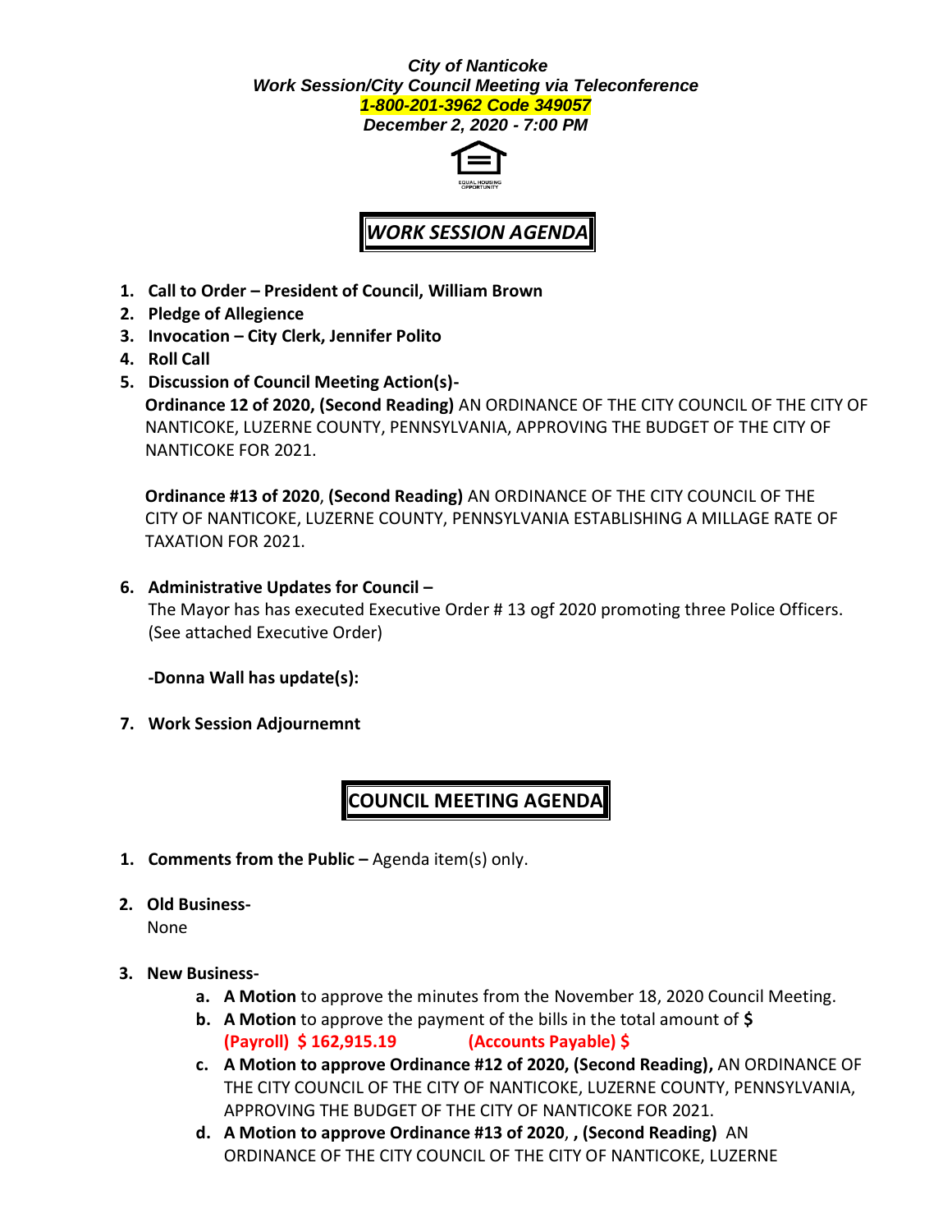***City of Nanticoke***
***Work Session/City Council Meeting via Teleconference***
***1-800-201-3962 Code 349057***
***December 2, 2020 - 7:00 PM***

EQUAL HOUSING OPPORTUNITY

## *WORK SESSION AGENDA*

1. **Call to Order – President of Council, William Brown**
2. **Pledge of Allegience**
3. **Invocation – City Clerk, Jennifer Polito**
4. **Roll Call**
5. **Discussion of Council Meeting Action(s)-**

   **Ordinance 12 of 2020, (Second Reading)** AN ORDINANCE OF THE CITY COUNCIL OF THE CITY OF NANTICOKE, LUZERNE COUNTY, PENNSYLVANIA, APPROVING THE BUDGET OF THE CITY OF NANTICOKE FOR 2021.

   **Ordinance #13 of 2020**, **(Second Reading)** AN ORDINANCE OF THE CITY COUNCIL OF THE CITY OF NANTICOKE, LUZERNE COUNTY, PENNSYLVANIA ESTABLISHING A MILLAGE RATE OF TAXATION FOR 2021.

6. **Administrative Updates for Council –**

   The Mayor has has executed Executive Order # 13 ogf 2020 promoting three Police Officers. (See attached Executive Order)

   **-Donna Wall has update(s):**

7. **Work Session Adjournemnt**

## COUNCIL MEETING AGENDA

1. **Comments from the Public –** Agenda item(s) only.

2. **Old Business-**

   None

3. **New Business-**
   a. **A Motion** to approve the minutes from the November 18, 2020 Council Meeting.
   b. **A Motion** to approve the payment of the bills in the total amount of **$** **(Payroll) $ 162,915.19** **(Accounts Payable) $**
   c. **A Motion to approve Ordinance #12 of 2020, (Second Reading),** AN ORDINANCE OF THE CITY COUNCIL OF THE CITY OF NANTICOKE, LUZERNE COUNTY, PENNSYLVANIA, APPROVING THE BUDGET OF THE CITY OF NANTICOKE FOR 2021.
   d. **A Motion to approve Ordinance #13 of 2020**, **, (Second Reading)** AN ORDINANCE OF THE CITY COUNCIL OF THE CITY OF NANTICOKE, LUZERNE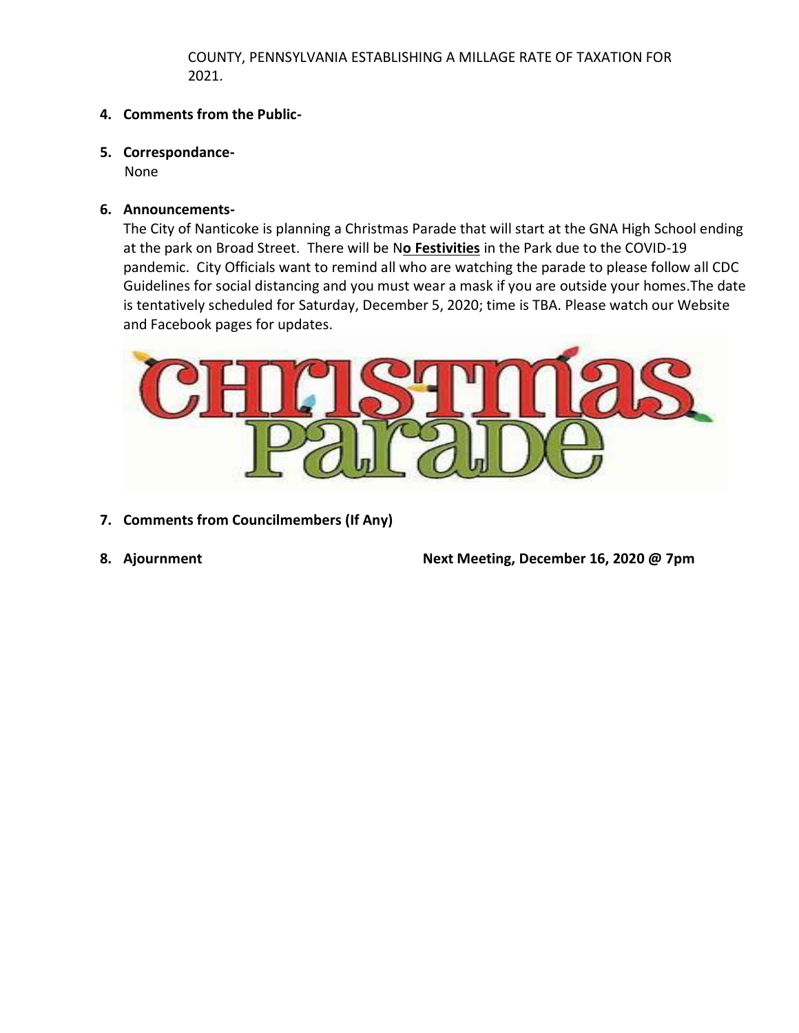COUNTY, PENNSYLVANIA ESTABLISHING A MILLAGE RATE OF TAXATION FOR 2021.

4. **Comments from the Public-**

5. **Correspondance-**
   None

6. **Announcements-**
   The City of Nanticoke is planning a Christmas Parade that will start at the GNA High School ending at the park on Broad Street. There will be N**o Festivities** in the Park due to the COVID-19 pandemic. City Officials want to remind all who are watching the parade to please follow all CDC Guidelines for social distancing and you must wear a mask if you are outside your homes.The date is tentatively scheduled for Saturday, December 5, 2020; time is TBA. Please watch our Website and Facebook pages for updates.

   CHRISTMAS PARADE

7. **Comments from Councilmembers (If Any)**

8. **Ajournment** **Next Meeting, December 16, 2020 @ 7pm**